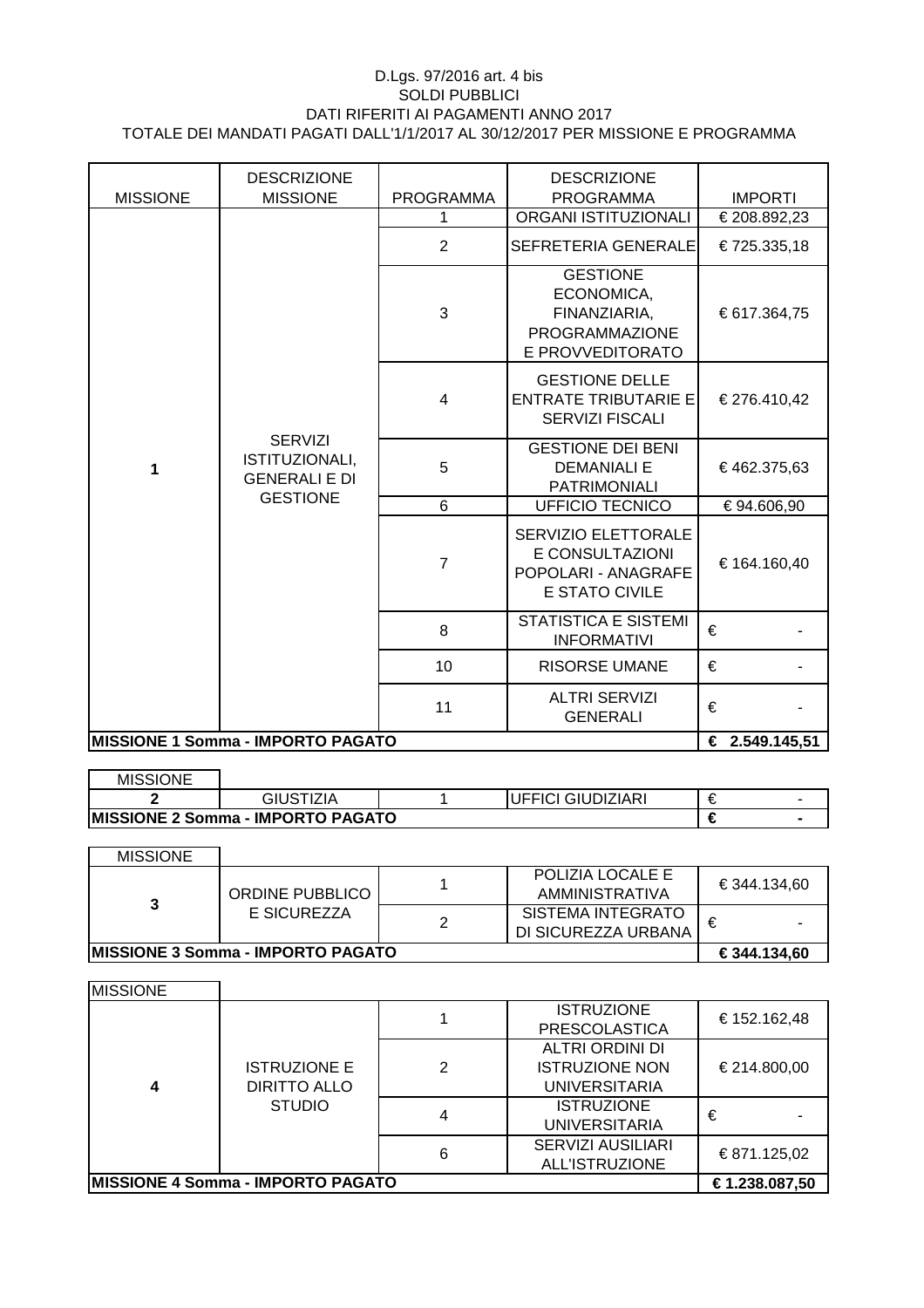D.Lgs. 97/2016 art. 4 bis
SOLDI PUBBLICI
DATI RIFERITI AI PAGAMENTI ANNO 2017
TOTALE DEI MANDATI PAGATI DALL'1/1/2017 AL 30/12/2017 PER MISSIONE E PROGRAMMA

| MISSIONE | DESCRIZIONE MISSIONE | PROGRAMMA | DESCRIZIONE PROGRAMMA | IMPORTI |
|---|---|---|---|---|
| 1 | SERVIZI ISTITUZIONALI, GENERALI E DI GESTIONE | 1 | ORGANI ISTITUZIONALI | € 208.892,23 |
| | | 2 | SEFRETERIA GENERALE | € 725.335,18 |
| | | 3 | GESTIONE ECONOMICA, FINANZIARIA, PROGRAMMAZIONE E PROVVEDITORATO | € 617.364,75 |
| | | 4 | GESTIONE DELLE ENTRATE TRIBUTARIE E SERVIZI FISCALI | € 276.410,42 |
| | | 5 | GESTIONE DEI BENI DEMANIALI E PATRIMONIALI | € 462.375,63 |
| | | 6 | UFFICIO TECNICO | € 94.606,90 |
| | | 7 | SERVIZIO ELETTORALE E CONSULTAZIONI POPOLARI - ANAGRAFE E STATO CIVILE | € 164.160,40 |
| | | 8 | STATISTICA E SISTEMI INFORMATIVI | € - |
| | | 10 | RISORSE UMANE | € - |
| | | 11 | ALTRI SERVIZI GENERALI | € - |
| **MISSIONE 1 Somma - IMPORTO PAGATO** | | | | **€ 2.549.145,51** |

| MISSIONE | | | | |
|---|---|---|---|---|
| **2** | GIUSTIZIA | 1 | UFFICI GIUDIZIARI | € - |
| **MISSIONE 2 Somma - IMPORTO PAGATO** | | | | **€ -** |

| MISSIONE | | | | |
|---|---|---|---|---|
| **3** | ORDINE PUBBLICO E SICUREZZA | 1 | POLIZIA LOCALE E AMMINISTRATIVA | € 344.134,60 |
| | | 2 | SISTEMA INTEGRATO DI SICUREZZA URBANA | € - |
| **MISSIONE 3 Somma - IMPORTO PAGATO** | | | | **€ 344.134,60** |

| MISSIONE | | | | |
|---|---|---|---|---|
| **4** | ISTRUZIONE E DIRITTO ALLO STUDIO | 1 | ISTRUZIONE PRESCOLASTICA | € 152.162,48 |
| | | 2 | ALTRI ORDINI DI ISTRUZIONE NON UNIVERSITARIA | € 214.800,00 |
| | | 4 | ISTRUZIONE UNIVERSITARIA | € - |
| | | 6 | SERVIZI AUSILIARI ALL'ISTRUZIONE | € 871.125,02 |
| **MISSIONE 4 Somma - IMPORTO PAGATO** | | | | **€ 1.238.087,50** |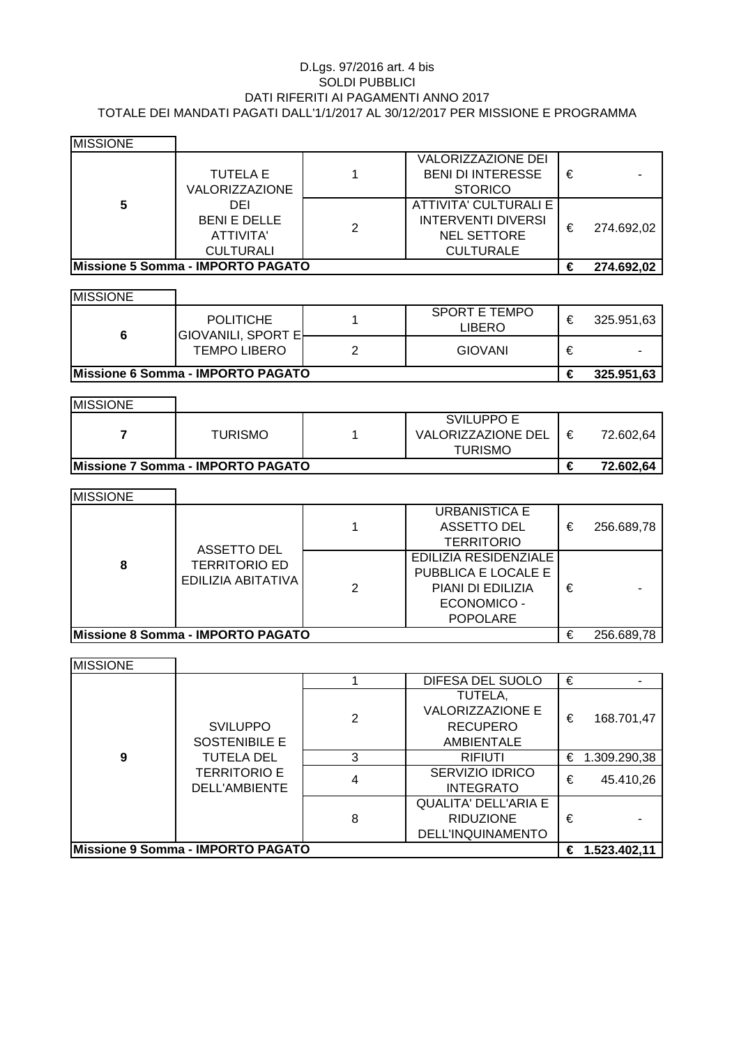D.Lgs. 97/2016 art. 4 bis
SOLDI PUBBLICI
DATI RIFERITI AI PAGAMENTI ANNO 2017
TOTALE DEI MANDATI PAGATI DALL'1/1/2017 AL 30/12/2017 PER MISSIONE E PROGRAMMA

| MISSIONE | | | | |
|---|---|---|---|---|
| 5 | TUTELA E VALORIZZAZIONE DEI BENI E DELLE ATTIVITA' CULTURALI | 1 | VALORIZZAZIONE DEI BENI DI INTERESSE STORICO | € - |
| | | 2 | ATTIVITA' CULTURALI E INTERVENTI DIVERSI NEL SETTORE CULTURALE | € 274.692,02 |
| **Missione 5 Somma - IMPORTO PAGATO** | | | | **€ 274.692,02** |

| MISSIONE | | | | |
|---|---|---|---|---|
| 6 | POLITICHE GIOVANILI, SPORT E TEMPO LIBERO | 1 | SPORT E TEMPO LIBERO | € 325.951,63 |
| | | 2 | GIOVANI | € - |
| **Missione 6 Somma - IMPORTO PAGATO** | | | | **€ 325.951,63** |

| MISSIONE | | | | |
|---|---|---|---|---|
| 7 | TURISMO | 1 | SVILUPPO E VALORIZZAZIONE DEL TURISMO | € 72.602,64 |
| **Missione 7 Somma - IMPORTO PAGATO** | | | | **€ 72.602,64** |

| MISSIONE | | | | |
|---|---|---|---|---|
| 8 | ASSETTO DEL TERRITORIO ED EDILIZIA ABITATIVA | 1 | URBANISTICA E ASSETTO DEL TERRITORIO | € 256.689,78 |
| | | 2 | EDILIZIA RESIDENZIALE PUBBLICA E LOCALE E PIANI DI EDILIZIA ECONOMICO - POPOLARE | € - |
| **Missione 8 Somma - IMPORTO PAGATO** | | | | € 256.689,78 |

| MISSIONE | | | | |
|---|---|---|---|---|
| 9 | SVILUPPO SOSTENIBILE E TUTELA DEL TERRITORIO E DELL'AMBIENTE | 1 | DIFESA DEL SUOLO | € - |
| | | 2 | TUTELA, VALORIZZAZIONE E RECUPERO AMBIENTALE | € 168.701,47 |
| | | 3 | RIFIUTI | € 1.309.290,38 |
| | | 4 | SERVIZIO IDRICO INTEGRATO | € 45.410,26 |
| | | 8 | QUALITA' DELL'ARIA E RIDUZIONE DELL'INQUINAMENTO | € - |
| **Missione 9 Somma - IMPORTO PAGATO** | | | | **€ 1.523.402,11** |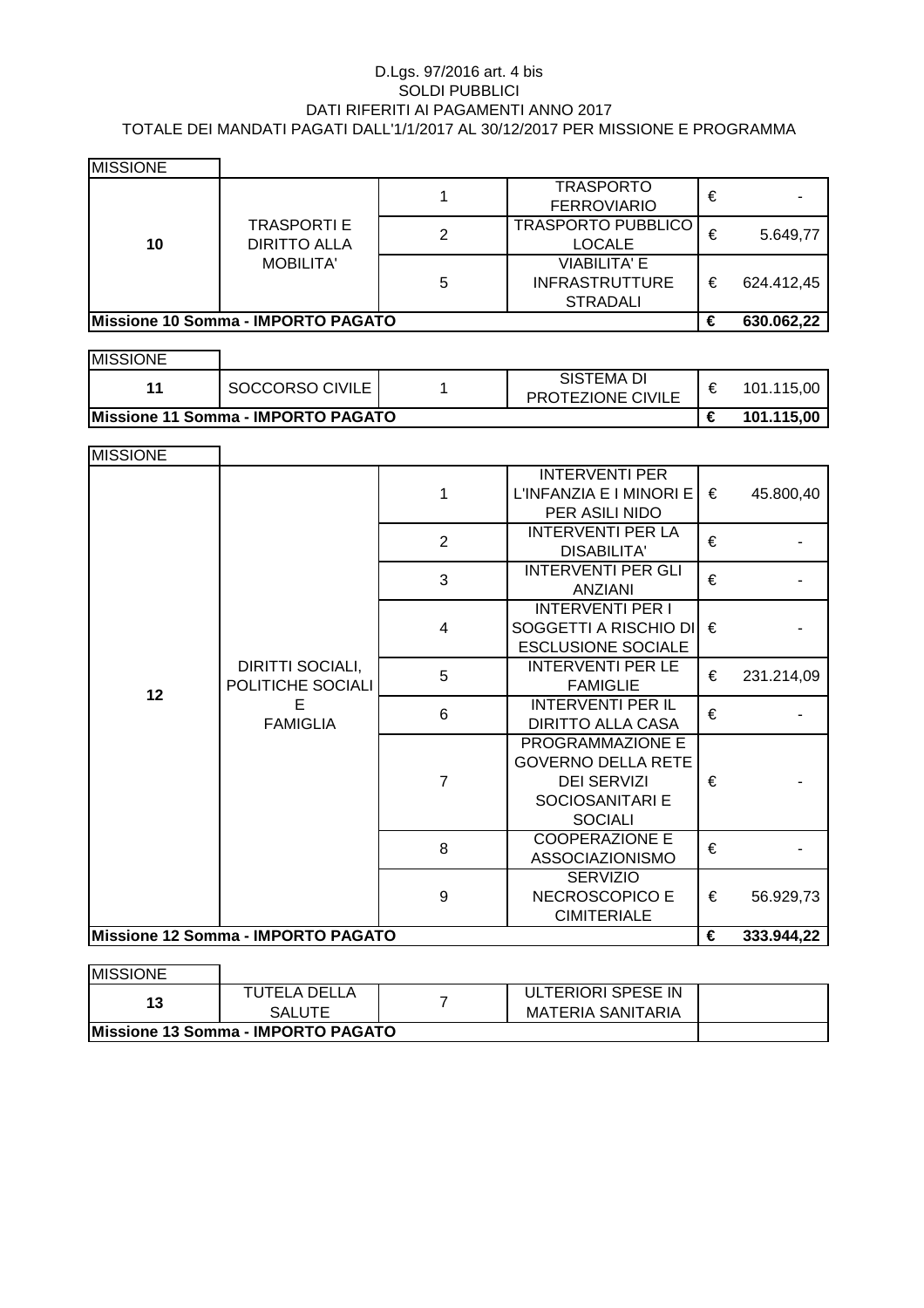D.Lgs. 97/2016 art. 4 bis
SOLDI PUBBLICI
DATI RIFERITI AI PAGAMENTI ANNO 2017
TOTALE DEI MANDATI PAGATI DALL'1/1/2017 AL 30/12/2017 PER MISSIONE E PROGRAMMA

| MISSIONE | | | | | |
|---|---|---|---|---|---|
| 10 | TRASPORTI E DIRITTO ALLA MOBILITA' | 1 | TRASPORTO FERROVIARIO | € | - |
| | | 2 | TRASPORTO PUBBLICO LOCALE | € | 5.649,77 |
| | | 5 | VIABILITA' E INFRASTRUTTURE STRADALI | € | 624.412,45 |
| **Missione 10 Somma - IMPORTO PAGATO** | | | | **€** | **630.062,22** |

| MISSIONE | | | | | |
|---|---|---|---|---|---|
| 11 | SOCCORSO CIVILE | 1 | SISTEMA DI PROTEZIONE CIVILE | € | 101.115,00 |
| **Missione 11 Somma - IMPORTO PAGATO** | | | | **€** | **101.115,00** |

| MISSIONE | | | | | |
|---|---|---|---|---|---|
| 12 | DIRITTI SOCIALI, POLITICHE SOCIALI E FAMIGLIA | 1 | INTERVENTI PER L'INFANZIA E I MINORI E PER ASILI NIDO | € | 45.800,40 |
| | | 2 | INTERVENTI PER LA DISABILITA' | € | - |
| | | 3 | INTERVENTI PER GLI ANZIANI | € | - |
| | | 4 | INTERVENTI PER I SOGGETTI A RISCHIO DI ESCLUSIONE SOCIALE | € | - |
| | | 5 | INTERVENTI PER LE FAMIGLIE | € | 231.214,09 |
| | | 6 | INTERVENTI PER IL DIRITTO ALLA CASA | € | - |
| | | 7 | PROGRAMMAZIONE E GOVERNO DELLA RETE DEI SERVIZI SOCIOSANITARI E SOCIALI | € | - |
| | | 8 | COOPERAZIONE E ASSOCIAZIONISMO | € | - |
| | | 9 | SERVIZIO NECROSCOPICO E CIMITERIALE | € | 56.929,73 |
| **Missione 12 Somma - IMPORTO PAGATO** | | | | **€** | **333.944,22** |

| MISSIONE | | | | |
|---|---|---|---|---|
| 13 | TUTELA DELLA SALUTE | 7 | ULTERIORI SPESE IN MATERIA SANITARIA | |
| **Missione 13 Somma - IMPORTO PAGATO** | | | | |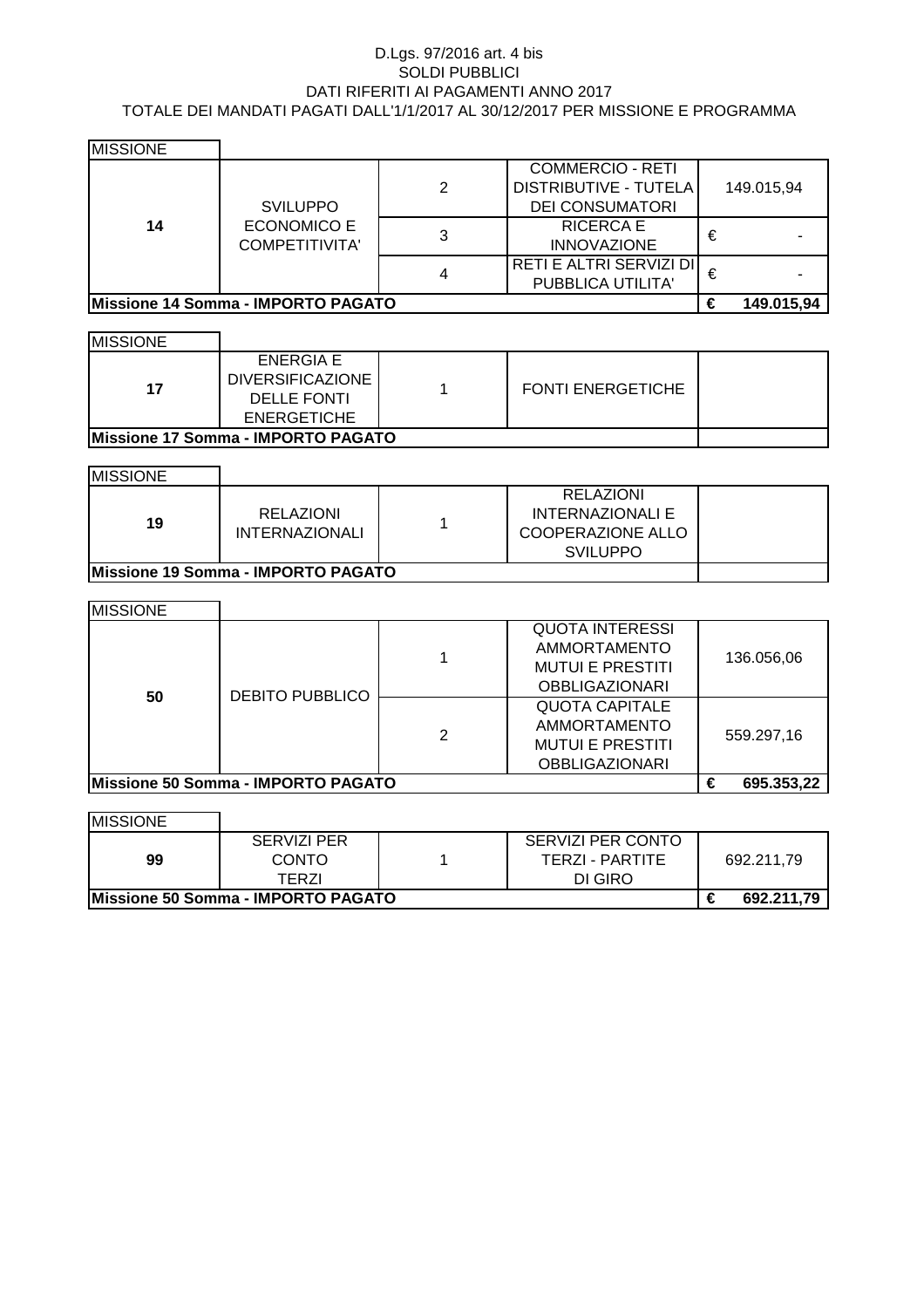D.Lgs. 97/2016 art. 4 bis
SOLDI PUBBLICI
DATI RIFERITI AI PAGAMENTI ANNO 2017
TOTALE DEI MANDATI PAGATI DALL'1/1/2017 AL 30/12/2017 PER MISSIONE E PROGRAMMA

| MISSIONE | | | | |
|---|---|---|---|---|
| 14 | SVILUPPO ECONOMICO E COMPETITIVITA' | 2 | COMMERCIO - RETI DISTRIBUTIVE - TUTELA DEI CONSUMATORI | 149.015,94 |
| | | 3 | RICERCA E INNOVAZIONE | € - |
| | | 4 | RETI E ALTRI SERVIZI DI PUBBLICA UTILITA' | € - |
| **Missione 14 Somma - IMPORTO PAGATO** | | | | **€ 149.015,94** |

| MISSIONE | | | | |
|---|---|---|---|---|
| 17 | ENERGIA E DIVERSIFICAZIONE DELLE FONTI ENERGETICHE | 1 | FONTI ENERGETICHE | |
| **Missione 17 Somma - IMPORTO PAGATO** | | | | |

| MISSIONE | | | | |
|---|---|---|---|---|
| 19 | RELAZIONI INTERNAZIONALI | 1 | RELAZIONI INTERNAZIONALI E COOPERAZIONE ALLO SVILUPPO | |
| **Missione 19 Somma - IMPORTO PAGATO** | | | | |

| MISSIONE | | | | |
|---|---|---|---|---|
| 50 | DEBITO PUBBLICO | 1 | QUOTA INTERESSI AMMORTAMENTO MUTUI E PRESTITI OBBLIGAZIONARI | 136.056,06 |
| | | 2 | QUOTA CAPITALE AMMORTAMENTO MUTUI E PRESTITI OBBLIGAZIONARI | 559.297,16 |
| **Missione 50 Somma - IMPORTO PAGATO** | | | | **€ 695.353,22** |

| MISSIONE | | | | |
|---|---|---|---|---|
| 99 | SERVIZI PER CONTO TERZI | 1 | SERVIZI PER CONTO TERZI - PARTITE DI GIRO | 692.211,79 |
| **Missione 50 Somma - IMPORTO PAGATO** | | | | **€ 692.211,79** |